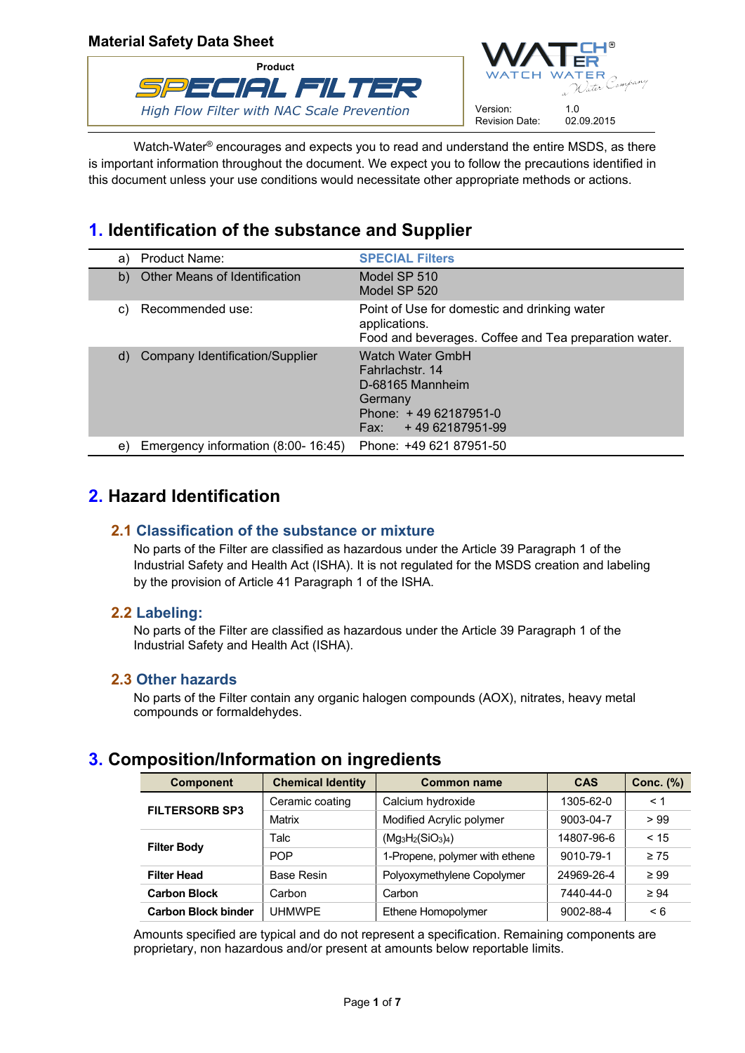**Material Safety Data Sheet**

Product

**SPECIAL FILTER**

*High Flow Filter with NAC Scale Prevention*

WATCH WATER® a Water Company

Version: 1.0
Revision Date: 02.09.2015

Watch-Water® encourages and expects you to read and understand the entire MSDS, as there is important information throughout the document. We expect you to follow the precautions identified in this document unless your use conditions would necessitate other appropriate methods or actions.

## 1. Identification of the substance and Supplier

| | | |
|---|---|---|
| a) | Product Name: | **SPECIAL Filters** |
| b) | Other Means of Identification | Model SP 510<br>Model SP 520 |
| c) | Recommended use: | Point of Use for domestic and drinking water applications.<br>Food and beverages. Coffee and Tea preparation water. |
| d) | Company Identification/Supplier | Watch Water GmbH<br>Fahrlachstr. 14<br>D-68165 Mannheim<br>Germany<br>Phone: + 49 62187951-0<br>Fax: + 49 62187951-99 |
| e) | Emergency information (8:00- 16:45) | Phone: +49 621 87951-50 |

## 2. Hazard Identification

### 2.1 Classification of the substance or mixture

No parts of the Filter are classified as hazardous under the Article 39 Paragraph 1 of the Industrial Safety and Health Act (ISHA). It is not regulated for the MSDS creation and labeling by the provision of Article 41 Paragraph 1 of the ISHA.

### 2.2 Labeling:

No parts of the Filter are classified as hazardous under the Article 39 Paragraph 1 of the Industrial Safety and Health Act (ISHA).

### 2.3 Other hazards

No parts of the Filter contain any organic halogen compounds (AOX), nitrates, heavy metal compounds or formaldehydes.

## 3. Composition/Information on ingredients

| Component | Chemical Identity | Common name | CAS | Conc. (%) |
|---|---|---|---|---|
| **FILTERSORB SP3** | Ceramic coating | Calcium hydroxide | 1305-62-0 | < 1 |
| | Matrix | Modified Acrylic polymer | 9003-04-7 | > 99 |
| **Filter Body** | Talc | ($Mg_3H_2(SiO_3)_4$) | 14807-96-6 | < 15 |
| | POP | 1-Propene, polymer with ethene | 9010-79-1 | ≥ 75 |
| **Filter Head** | Base Resin | Polyoxymethylene Copolymer | 24969-26-4 | ≥ 99 |
| **Carbon Block** | Carbon | Carbon | 7440-44-0 | ≥ 94 |
| **Carbon Block binder** | UHMWPE | Ethene Homopolymer | 9002-88-4 | < 6 |

Amounts specified are typical and do not represent a specification. Remaining components are proprietary, non hazardous and/or present at amounts below reportable limits.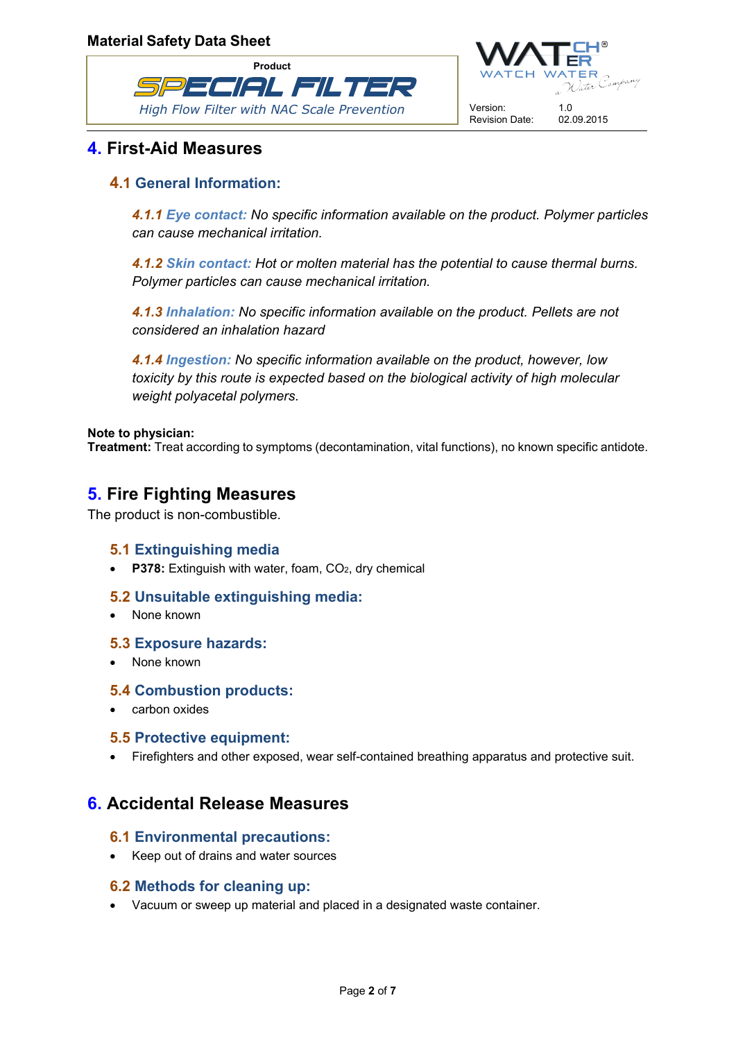## 4. First-Aid Measures

### 4.1 General Information:

*4.1.1 Eye contact: No specific information available on the product. Polymer particles can cause mechanical irritation.*

*4.1.2 Skin contact: Hot or molten material has the potential to cause thermal burns. Polymer particles can cause mechanical irritation.*

*4.1.3 Inhalation: No specific information available on the product. Pellets are not considered an inhalation hazard*

*4.1.4 Ingestion: No specific information available on the product, however, low toxicity by this route is expected based on the biological activity of high molecular weight polyacetal polymers.*

**Note to physician:**
**Treatment:** Treat according to symptoms (decontamination, vital functions), no known specific antidote.

## 5. Fire Fighting Measures

The product is non-combustible.

### 5.1 Extinguishing media

- **P378:** Extinguish with water, foam, $CO_2$, dry chemical

### 5.2 Unsuitable extinguishing media:

- None known

### 5.3 Exposure hazards:

- None known

### 5.4 Combustion products:

- carbon oxides

### 5.5 Protective equipment:

- Firefighters and other exposed, wear self-contained breathing apparatus and protective suit.

## 6. Accidental Release Measures

### 6.1 Environmental precautions:

- Keep out of drains and water sources

### 6.2 Methods for cleaning up:

- Vacuum or sweep up material and placed in a designated waste container.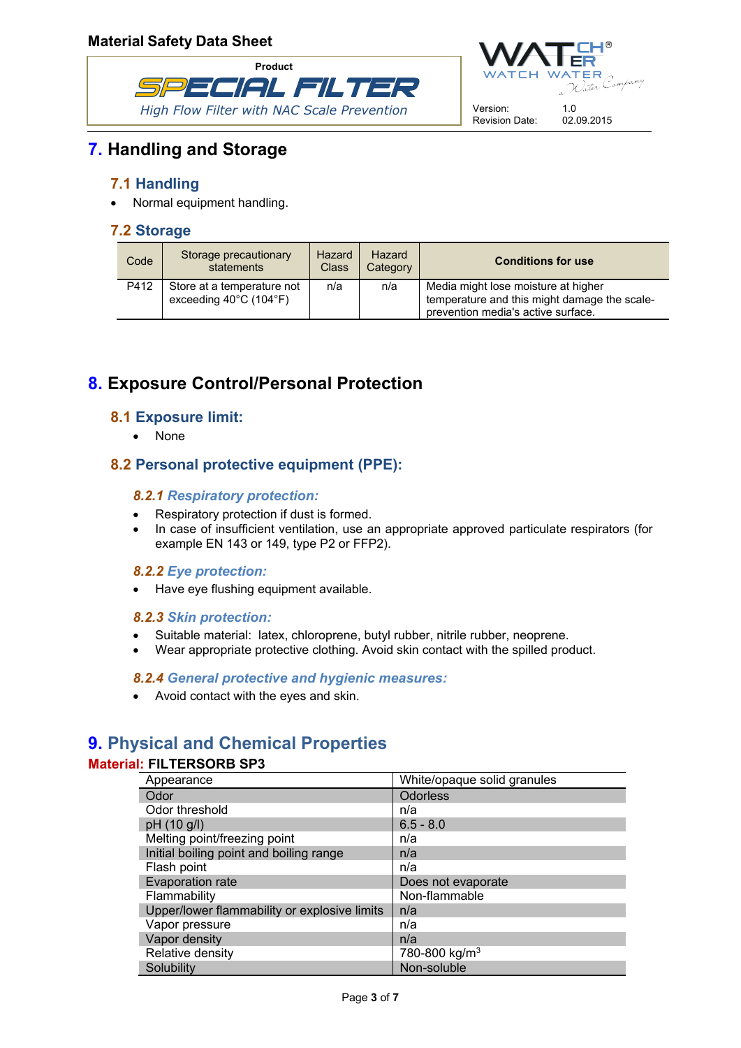## 7. Handling and Storage

### 7.1 Handling

- Normal equipment handling.

### 7.2 Storage

| Code | Storage precautionary statements | Hazard Class | Hazard Category | Conditions for use |
|---|---|---|---|---|
| P412 | Store at a temperature not exceeding 40°C (104°F) | n/a | n/a | Media might lose moisture at higher temperature and this might damage the scale-prevention media's active surface. |

## 8. Exposure Control/Personal Protection

### 8.1 Exposure limit:

- None

### 8.2 Personal protective equipment (PPE):

#### *8.2.1 Respiratory protection:*

- Respiratory protection if dust is formed.
- In case of insufficient ventilation, use an appropriate approved particulate respirators (for example EN 143 or 149, type P2 or FFP2).

#### *8.2.2 Eye protection:*

- Have eye flushing equipment available.

#### *8.2.3 Skin protection:*

- Suitable material: latex, chloroprene, butyl rubber, nitrile rubber, neoprene.
- Wear appropriate protective clothing. Avoid skin contact with the spilled product.

#### *8.2.4 General protective and hygienic measures:*

- Avoid contact with the eyes and skin.

## 9. Physical and Chemical Properties

**Material: FILTERSORB SP3**

| Property | Value |
|---|---|
| Appearance | White/opaque solid granules |
| Odor | Odorless |
| Odor threshold | n/a |
| pH (10 g/l) | 6.5 - 8.0 |
| Melting point/freezing point | n/a |
| Initial boiling point and boiling range | n/a |
| Flash point | n/a |
| Evaporation rate | Does not evaporate |
| Flammability | Non-flammable |
| Upper/lower flammability or explosive limits | n/a |
| Vapor pressure | n/a |
| Vapor density | n/a |
| Relative density | 780-800 kg/m$^3$ |
| Solubility | Non-soluble |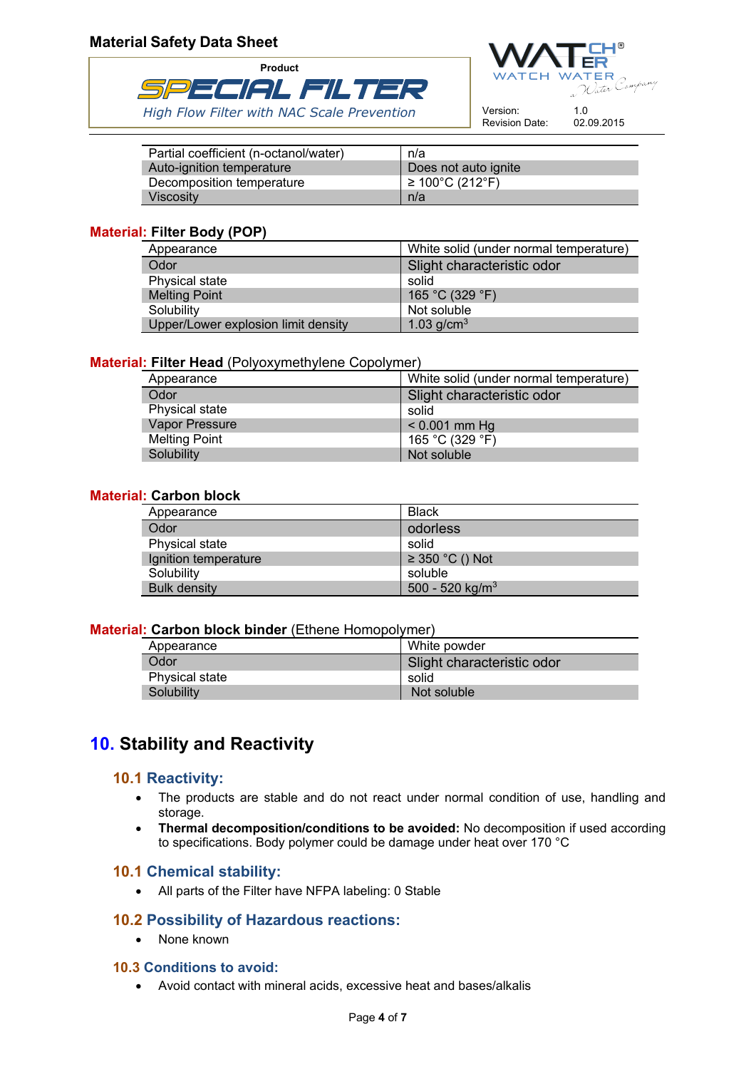| Partial coefficient (n-octanol/water) | n/a |
|---|---|
| Auto-ignition temperature | Does not auto ignite |
| Decomposition temperature | ≥ 100°C (212°F) |
| Viscosity | n/a |

**Material: Filter Body (POP)**

| Appearance | White solid (under normal temperature) |
|---|---|
| Odor | Slight characteristic odor |
| Physical state | solid |
| Melting Point | 165 °C (329 °F) |
| Solubility | Not soluble |
| Upper/Lower explosion limit density | 1.03 g/cm$^3$ |

**Material: Filter Head** (Polyoxymethylene Copolymer)

| Appearance | White solid (under normal temperature) |
|---|---|
| Odor | Slight characteristic odor |
| Physical state | solid |
| Vapor Pressure | < 0.001 mm Hg |
| Melting Point | 165 °C (329 °F) |
| Solubility | Not soluble |

**Material: Carbon block**

| Appearance | Black |
|---|---|
| Odor | odorless |
| Physical state | solid |
| Ignition temperature | ≥ 350 °C () Not |
| Solubility | soluble |
| Bulk density | 500 - 520 kg/m$^3$ |

**Material: Carbon block binder** (Ethene Homopolymer)

| Appearance | White powder |
|---|---|
| Odor | Slight characteristic odor |
| Physical state | solid |
| Solubility | Not soluble |

# 10. Stability and Reactivity

## 10.1 Reactivity:

- The products are stable and do not react under normal condition of use, handling and storage.
- **Thermal decomposition/conditions to be avoided:** No decomposition if used according to specifications. Body polymer could be damage under heat over 170 °C

## 10.1 Chemical stability:

- All parts of the Filter have NFPA labeling: 0 Stable

## 10.2 Possibility of Hazardous reactions:

- None known

## 10.3 Conditions to avoid:

- Avoid contact with mineral acids, excessive heat and bases/alkalis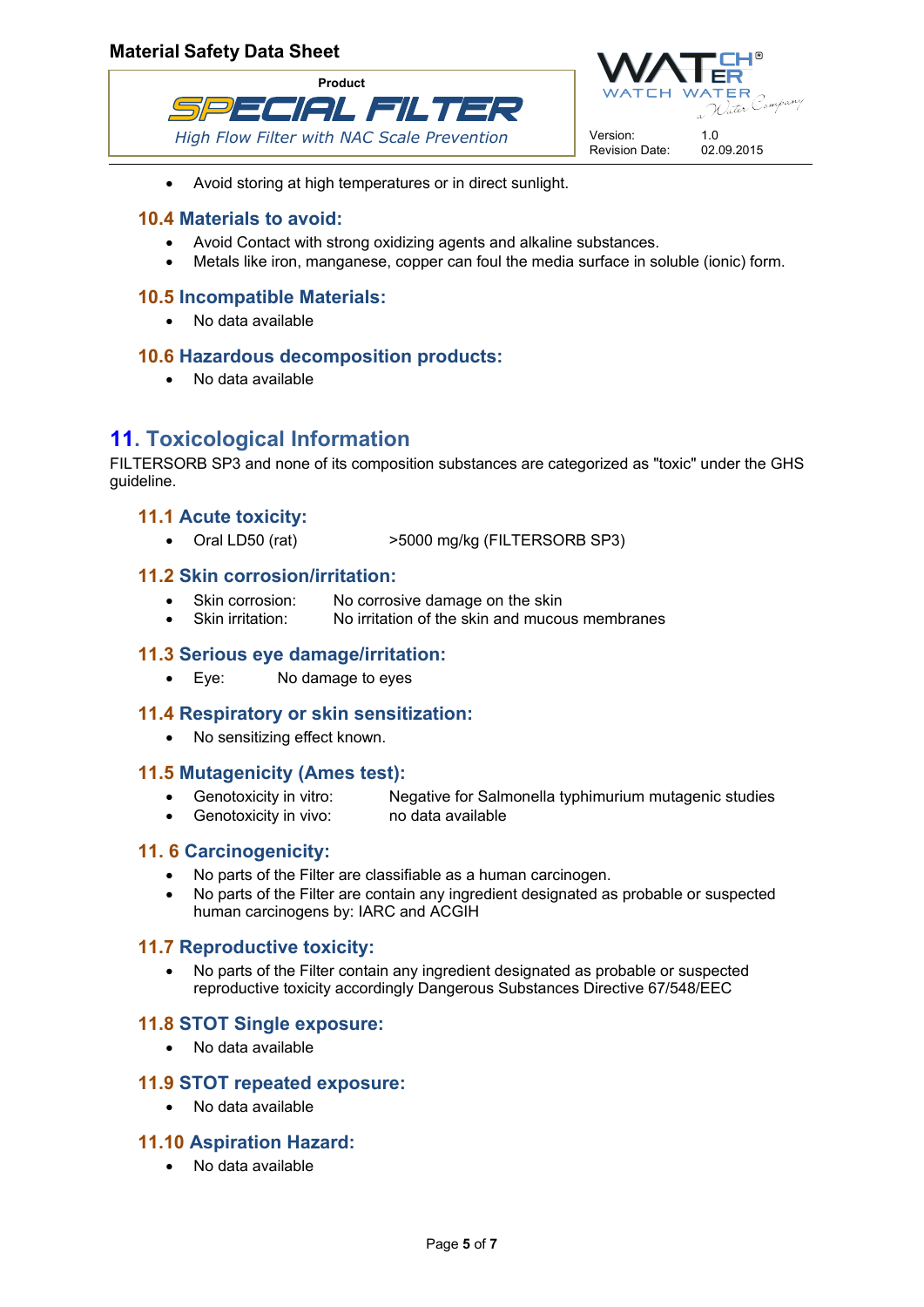- Avoid storing at high temperatures or in direct sunlight.

### 10.4 Materials to avoid:

- Avoid Contact with strong oxidizing agents and alkaline substances.
- Metals like iron, manganese, copper can foul the media surface in soluble (ionic) form.

### 10.5 Incompatible Materials:

- No data available

### 10.6 Hazardous decomposition products:

- No data available

## 11. Toxicological Information

FILTERSORB SP3 and none of its composition substances are categorized as "toxic" under the GHS guideline.

### 11.1 Acute toxicity:

- Oral LD50 (rat) >5000 mg/kg (FILTERSORB SP3)

### 11.2 Skin corrosion/irritation:

- Skin corrosion: No corrosive damage on the skin
- Skin irritation: No irritation of the skin and mucous membranes

### 11.3 Serious eye damage/irritation:

- Eye: No damage to eyes

### 11.4 Respiratory or skin sensitization:

- No sensitizing effect known.

### 11.5 Mutagenicity (Ames test):

- Genotoxicity in vitro: Negative for Salmonella typhimurium mutagenic studies
- Genotoxicity in vivo: no data available

### 11. 6 Carcinogenicity:

- No parts of the Filter are classifiable as a human carcinogen.
- No parts of the Filter are contain any ingredient designated as probable or suspected human carcinogens by: IARC and ACGIH

### 11.7 Reproductive toxicity:

- No parts of the Filter contain any ingredient designated as probable or suspected reproductive toxicity accordingly Dangerous Substances Directive 67/548/EEC

### 11.8 STOT Single exposure:

- No data available

### 11.9 STOT repeated exposure:

- No data available

### 11.10 Aspiration Hazard:

- No data available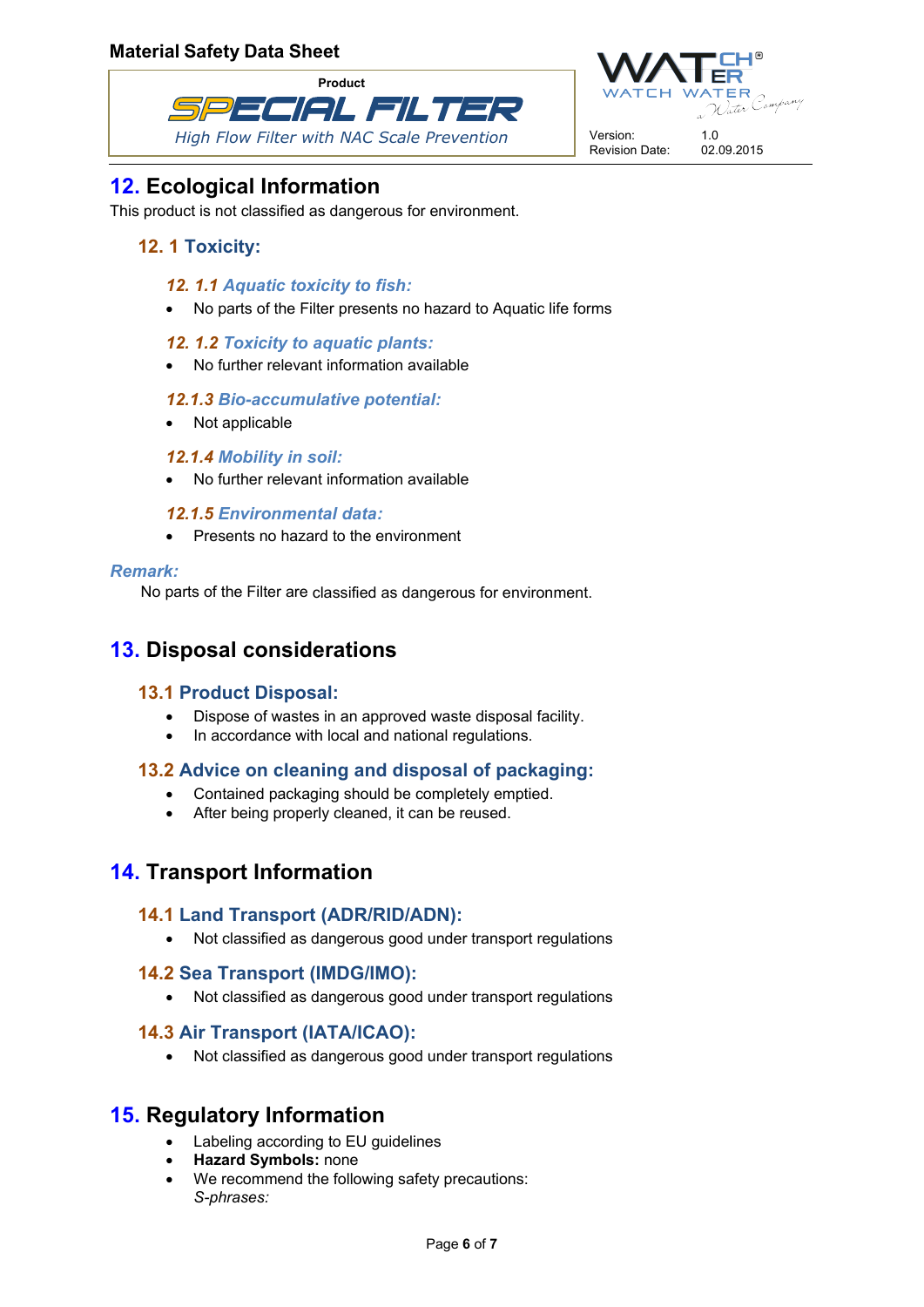## 12. Ecological Information

This product is not classified as dangerous for environment.

### 12. 1 Toxicity:

#### *12. 1.1 Aquatic toxicity to fish:*

- No parts of the Filter presents no hazard to Aquatic life forms

#### *12. 1.2 Toxicity to aquatic plants:*

- No further relevant information available

#### *12.1.3 Bio-accumulative potential:*

- Not applicable

#### *12.1.4 Mobility in soil:*

- No further relevant information available

#### *12.1.5 Environmental data:*

- Presents no hazard to the environment

***Remark:***

No parts of the Filter are classified as dangerous for environment.

## 13. Disposal considerations

### 13.1 Product Disposal:

- Dispose of wastes in an approved waste disposal facility.
- In accordance with local and national regulations.

### 13.2 Advice on cleaning and disposal of packaging:

- Contained packaging should be completely emptied.
- After being properly cleaned, it can be reused.

## 14. Transport Information

### 14.1 Land Transport (ADR/RID/ADN):

- Not classified as dangerous good under transport regulations

### 14.2 Sea Transport (IMDG/IMO):

- Not classified as dangerous good under transport regulations

### 14.3 Air Transport (IATA/ICAO):

- Not classified as dangerous good under transport regulations

## 15. Regulatory Information

- Labeling according to EU guidelines
- **Hazard Symbols:** none
- We recommend the following safety precautions:
  *S-phrases:*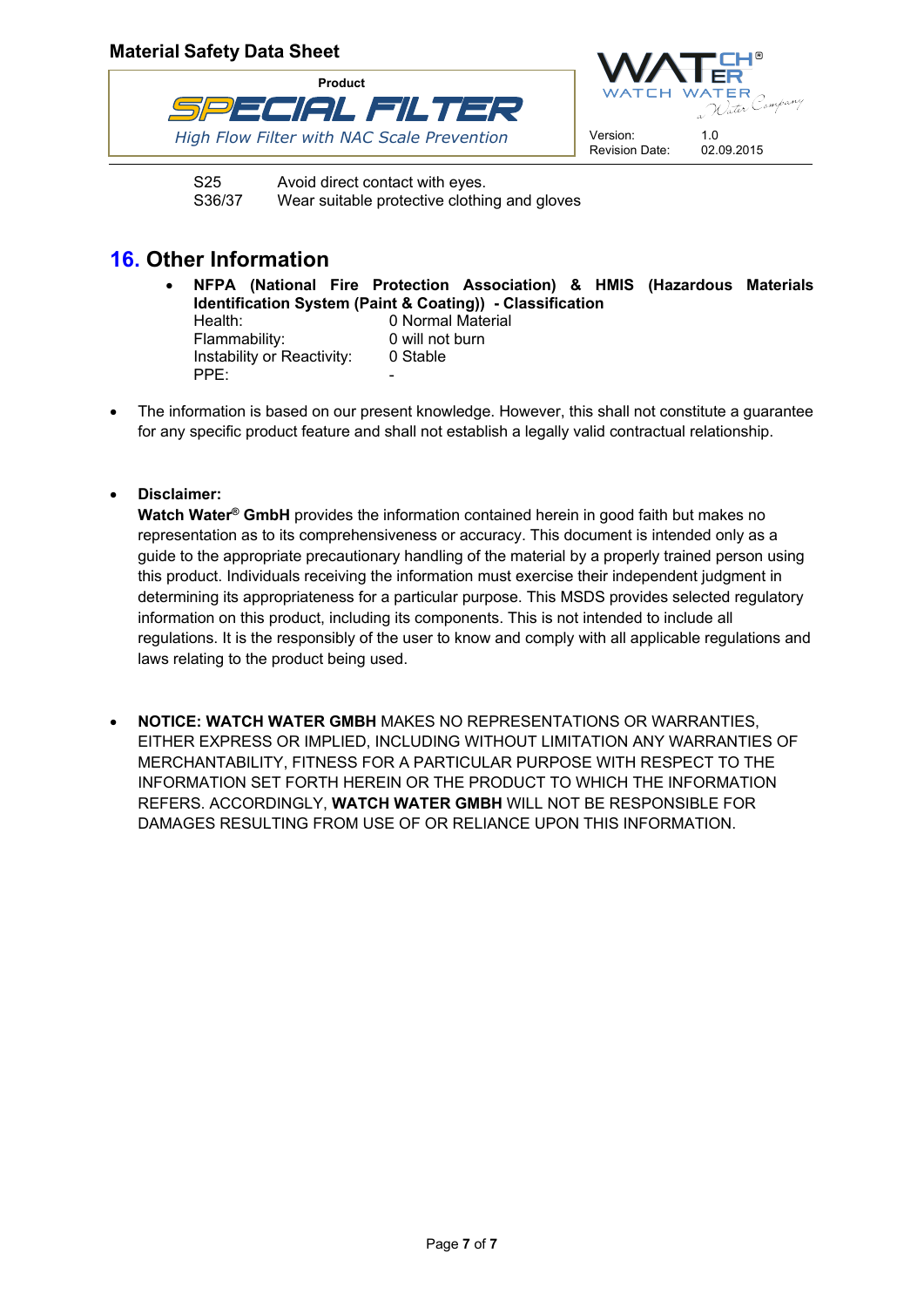| | |
|---|---|
| S25 | Avoid direct contact with eyes. |
| S36/37 | Wear suitable protective clothing and gloves |

## 16. Other Information

- **NFPA (National Fire Protection Association) & HMIS (Hazardous Materials Identification System (Paint & Coating)) - Classification**

| | |
|---|---|
| Health: | 0 Normal Material |
| Flammability: | 0 will not burn |
| Instability or Reactivity: | 0 Stable |
| PPE: | - |

- The information is based on our present knowledge. However, this shall not constitute a guarantee for any specific product feature and shall not establish a legally valid contractual relationship.

- **Disclaimer:**
  **Watch Water® GmbH** provides the information contained herein in good faith but makes no representation as to its comprehensiveness or accuracy. This document is intended only as a guide to the appropriate precautionary handling of the material by a properly trained person using this product. Individuals receiving the information must exercise their independent judgment in determining its appropriateness for a particular purpose. This MSDS provides selected regulatory information on this product, including its components. This is not intended to include all regulations. It is the responsibly of the user to know and comply with all applicable regulations and laws relating to the product being used.

- **NOTICE: WATCH WATER GMBH** MAKES NO REPRESENTATIONS OR WARRANTIES, EITHER EXPRESS OR IMPLIED, INCLUDING WITHOUT LIMITATION ANY WARRANTIES OF MERCHANTABILITY, FITNESS FOR A PARTICULAR PURPOSE WITH RESPECT TO THE INFORMATION SET FORTH HEREIN OR THE PRODUCT TO WHICH THE INFORMATION REFERS. ACCORDINGLY, **WATCH WATER GMBH** WILL NOT BE RESPONSIBLE FOR DAMAGES RESULTING FROM USE OF OR RELIANCE UPON THIS INFORMATION.